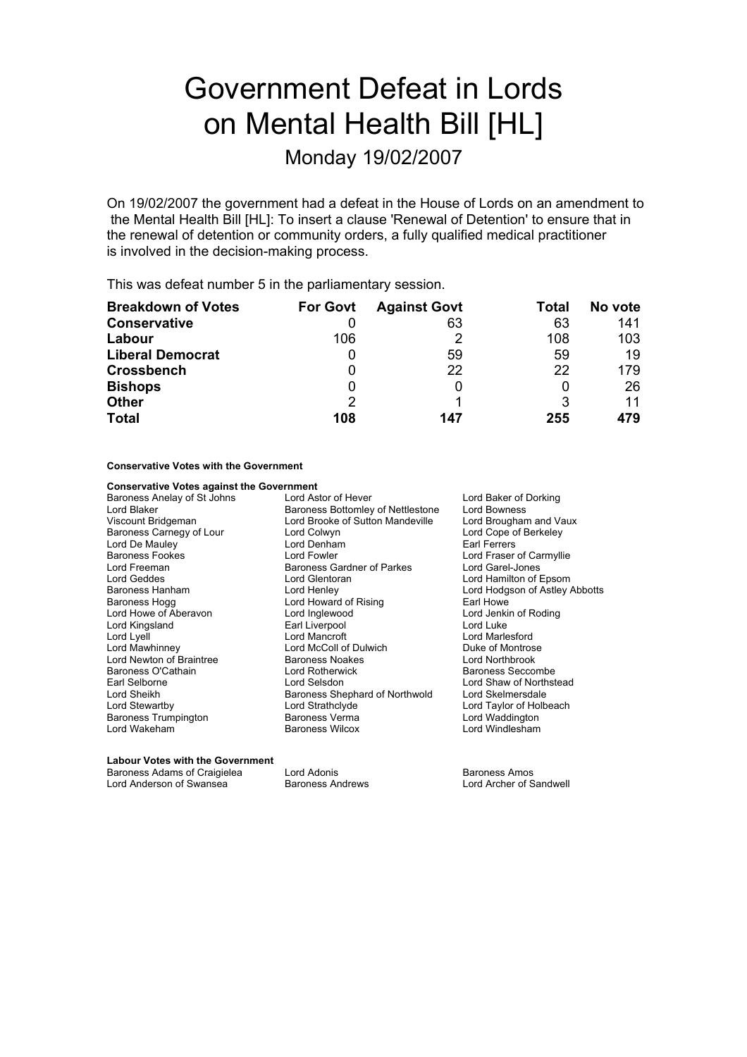# Government Defeat in Lords on Mental Health Bill [HL]

## Monday 19/02/2007

On 19/02/2007 the government had a defeat in the House of Lords on an amendment to the Mental Health Bill [HL]: To insert a clause 'Renewal of Detention' to ensure that in the renewal of detention or community orders, a fully qualified medical practitioner is involved in the decision-making process.

This was defeat number 5 in the parliamentary session.

| Breakdown of Votes | For Govt | Against Govt | Total | No vote |
|---|---|---|---|---|
| **Conservative** | 0 | 63 | 63 | 141 |
| **Labour** | 106 | 2 | 108 | 103 |
| **Liberal Democrat** | 0 | 59 | 59 | 19 |
| **Crossbench** | 0 | 22 | 22 | 179 |
| **Bishops** | 0 | 0 | 0 | 26 |
| **Other** | 2 | 1 | 3 | 11 |
| **Total** | **108** | **147** | **255** | **479** |

**Conservative Votes with the Government**

**Conservative Votes against the Government**

Baroness Anelay of St Johns
Lord Astor of Hever
Lord Baker of Dorking
Lord Blaker
Baroness Bottomley of Nettlestone
Lord Bowness
Viscount Bridgeman
Lord Brooke of Sutton Mandeville
Lord Brougham and Vaux
Baroness Carnegy of Lour
Lord Colwyn
Lord Cope of Berkeley
Lord De Mauley
Lord Denham
Earl Ferrers
Baroness Fookes
Lord Fowler
Lord Fraser of Carmyllie
Lord Freeman
Baroness Gardner of Parkes
Lord Garel-Jones
Lord Geddes
Lord Glentoran
Lord Hamilton of Epsom
Baroness Hanham
Lord Henley
Lord Hodgson of Astley Abbotts
Baroness Hogg
Lord Howard of Rising
Earl Howe
Lord Howe of Aberavon
Lord Inglewood
Lord Jenkin of Roding
Lord Kingsland
Earl Liverpool
Lord Luke
Lord Lyell
Lord Mancroft
Lord Marlesford
Lord Mawhinney
Lord McColl of Dulwich
Duke of Montrose
Lord Newton of Braintree
Baroness Noakes
Lord Northbrook
Baroness O'Cathain
Lord Rotherwick
Baroness Seccombe
Earl Selborne
Lord Selsdon
Lord Shaw of Northstead
Lord Sheikh
Baroness Shephard of Northwold
Lord Skelmersdale
Lord Stewartby
Lord Strathclyde
Lord Taylor of Holbeach
Baroness Trumpington
Baroness Verma
Lord Waddington
Lord Wakeham
Baroness Wilcox
Lord Windlesham

**Labour Votes with the Government**

Baroness Adams of Craigielea
Lord Adonis
Baroness Amos
Lord Anderson of Swansea
Baroness Andrews
Lord Archer of Sandwell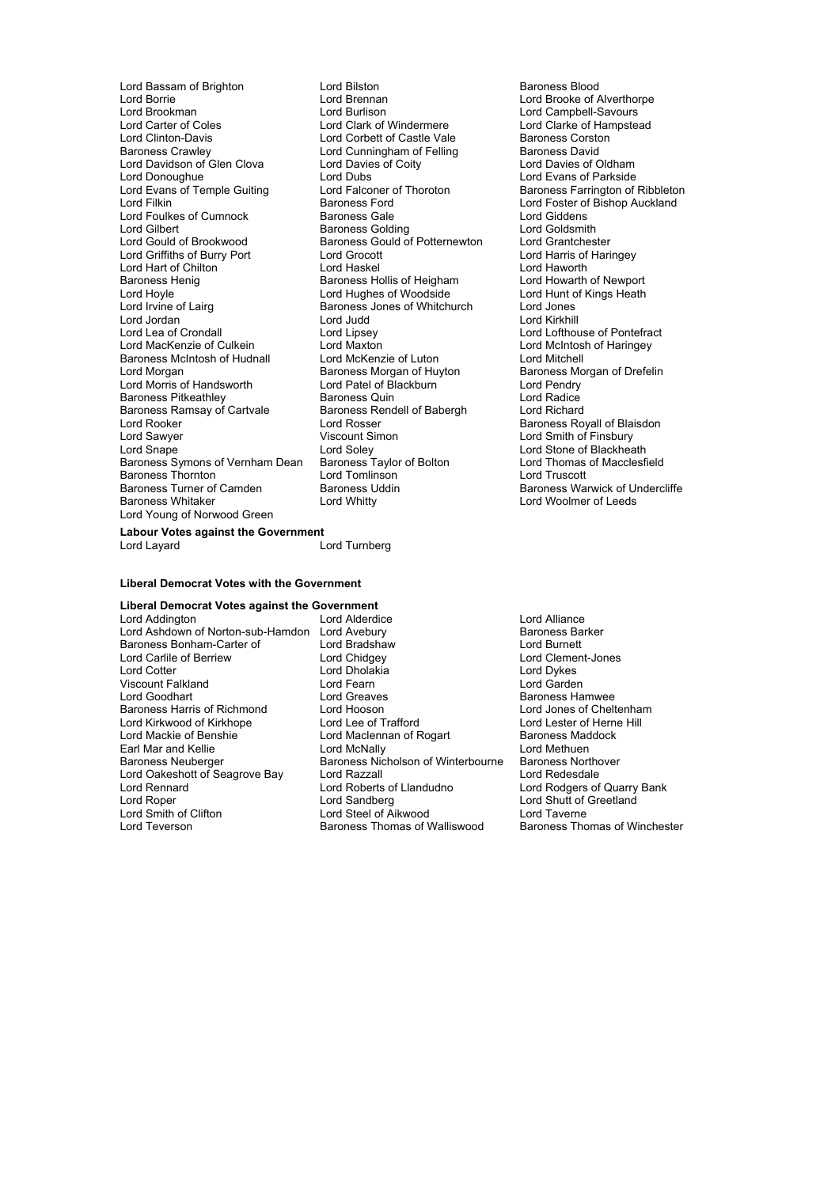Lord Bassam of Brighton
Lord Bilston
Baroness Blood
Lord Borrie
Lord Brennan
Lord Brooke of Alverthorpe
Lord Brookman
Lord Burlison
Lord Campbell-Savours
Lord Carter of Coles
Lord Clark of Windermere
Lord Clarke of Hampstead
Lord Clinton-Davis
Lord Corbett of Castle Vale
Baroness Corston
Baroness Crawley
Lord Cunningham of Felling
Baroness David
Lord Davidson of Glen Clova
Lord Davies of Coity
Lord Davies of Oldham
Lord Donoughue
Lord Dubs
Lord Evans of Parkside
Lord Evans of Temple Guiting
Lord Falconer of Thoroton
Baroness Farrington of Ribbleton
Lord Filkin
Baroness Ford
Lord Foster of Bishop Auckland
Lord Foulkes of Cumnock
Baroness Gale
Lord Giddens
Lord Gilbert
Baroness Golding
Lord Goldsmith
Lord Gould of Brookwood
Baroness Gould of Potternewton
Lord Grantchester
Lord Griffiths of Burry Port
Lord Grocott
Lord Harris of Haringey
Lord Hart of Chilton
Lord Haskel
Lord Haworth
Baroness Henig
Baroness Hollis of Heigham
Lord Howarth of Newport
Lord Hoyle
Lord Hughes of Woodside
Lord Hunt of Kings Heath
Lord Irvine of Lairg
Baroness Jones of Whitchurch
Lord Jones
Lord Jordan
Lord Judd
Lord Kirkhill
Lord Lea of Crondall
Lord Lipsey
Lord Lofthouse of Pontefract
Lord MacKenzie of Culkein
Lord Maxton
Lord McIntosh of Haringey
Baroness McIntosh of Hudnall
Lord McKenzie of Luton
Lord Mitchell
Lord Morgan
Baroness Morgan of Huyton
Baroness Morgan of Drefelin
Lord Morris of Handsworth
Lord Patel of Blackburn
Lord Pendry
Baroness Pitkeathley
Baroness Quin
Lord Radice
Baroness Ramsay of Cartvale
Baroness Rendell of Babergh
Lord Richard
Lord Rooker
Lord Rosser
Baroness Royall of Blaisdon
Lord Sawyer
Viscount Simon
Lord Smith of Finsbury
Lord Snape
Lord Soley
Lord Stone of Blackheath
Baroness Symons of Vernham Dean
Baroness Taylor of Bolton
Lord Thomas of Macclesfield
Baroness Thornton
Lord Tomlinson
Lord Truscott
Baroness Turner of Camden
Baroness Uddin
Baroness Warwick of Undercliffe
Baroness Whitaker
Lord Whitty
Lord Woolmer of Leeds
Lord Young of Norwood Green

**Labour Votes against the Government**

Lord Layard
Lord Turnberg

**Liberal Democrat Votes with the Government**

**Liberal Democrat Votes against the Government**

Lord Addington
Lord Alderdice
Lord Alliance
Lord Ashdown of Norton-sub-Hamdon
Lord Avebury
Baroness Barker
Baroness Bonham-Carter of
Lord Bradshaw
Lord Burnett
Lord Carlile of Berriew
Lord Chidgey
Lord Clement-Jones
Lord Cotter
Lord Dholakia
Lord Dykes
Viscount Falkland
Lord Fearn
Lord Garden
Lord Goodhart
Lord Greaves
Baroness Hamwee
Baroness Harris of Richmond
Lord Hooson
Lord Jones of Cheltenham
Lord Kirkwood of Kirkhope
Lord Lee of Trafford
Lord Lester of Herne Hill
Lord Mackie of Benshie
Lord Maclennan of Rogart
Baroness Maddock
Earl Mar and Kellie
Lord McNally
Lord Methuen
Baroness Neuberger
Baroness Nicholson of Winterbourne
Baroness Northover
Lord Oakeshott of Seagrove Bay
Lord Razzall
Lord Redesdale
Lord Rennard
Lord Roberts of Llandudno
Lord Rodgers of Quarry Bank
Lord Roper
Lord Sandberg
Lord Shutt of Greetland
Lord Smith of Clifton
Lord Steel of Aikwood
Lord Taverne
Lord Teverson
Baroness Thomas of Walliswood
Baroness Thomas of Winchester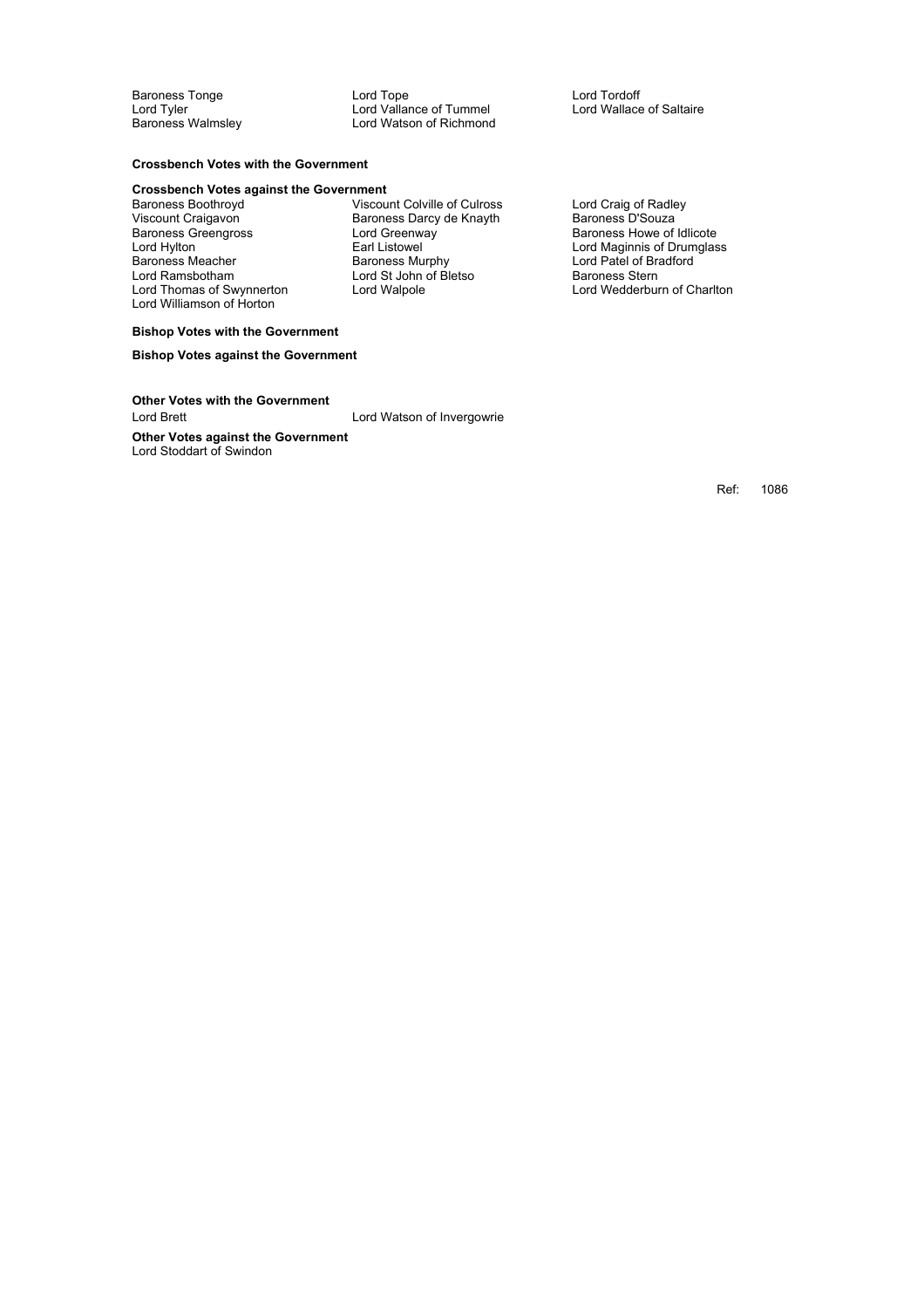Baroness Tonge
Lord Tope
Lord Tordoff
Lord Tyler
Lord Vallance of Tummel
Lord Wallace of Saltaire
Baroness Walmsley
Lord Watson of Richmond

**Crossbench Votes with the Government**

**Crossbench Votes against the Government**

Baroness Boothroyd
Viscount Colville of Culross
Lord Craig of Radley
Viscount Craigavon
Baroness Darcy de Knayth
Baroness D'Souza
Baroness Greengross
Lord Greenway
Baroness Howe of Idlicote
Lord Hylton
Earl Listowel
Lord Maginnis of Drumglass
Baroness Meacher
Baroness Murphy
Lord Patel of Bradford
Lord Ramsbotham
Lord St John of Bletso
Baroness Stern
Lord Thomas of Swynnerton
Lord Walpole
Lord Wedderburn of Charlton
Lord Williamson of Horton

**Bishop Votes with the Government**

**Bishop Votes against the Government**

**Other Votes with the Government**

Lord Brett
Lord Watson of Invergowrie

**Other Votes against the Government**

Lord Stoddart of Swindon

Ref: 1086